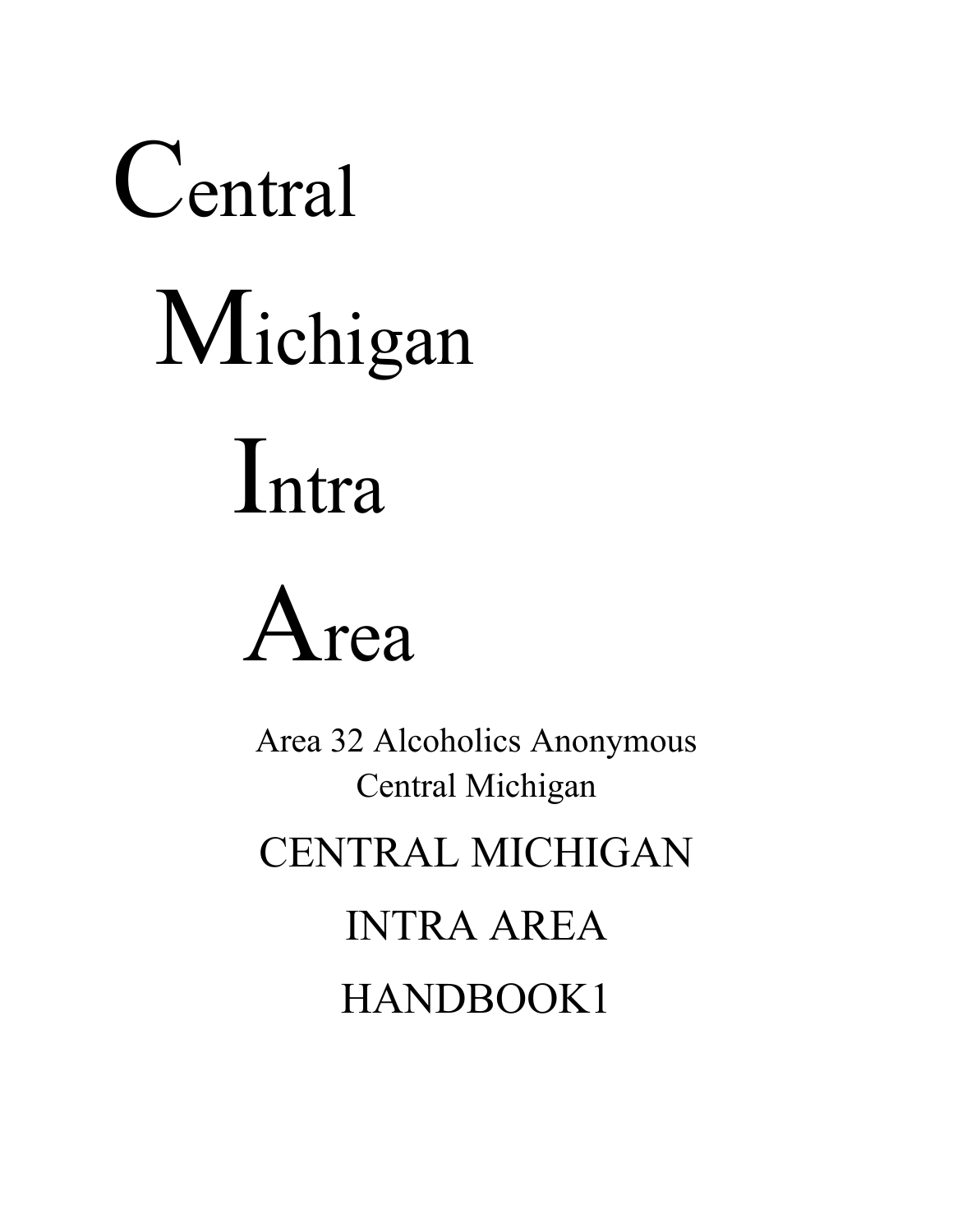# Central

# Michigan

# Intra

# Area

Area 32 Alcoholics Anonymous
Central Michigan

## CENTRAL MICHIGAN

## INTRA AREA

## HANDBOOK1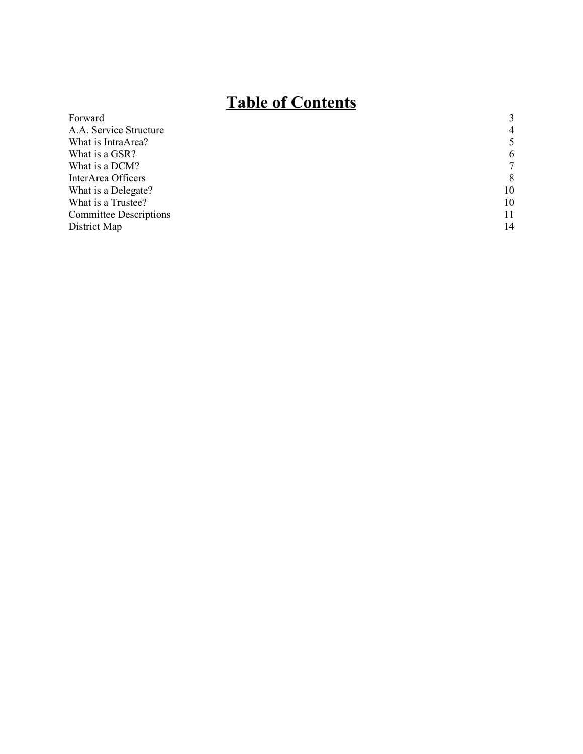# Table of Contents

| | |
|---|---|
| Forward | 3 |
| A.A. Service Structure | 4 |
| What is IntraArea? | 5 |
| What is a GSR? | 6 |
| What is a DCM? | 7 |
| InterArea Officers | 8 |
| What is a Delegate? | 10 |
| What is a Trustee? | 10 |
| Committee Descriptions | 11 |
| District Map | 14 |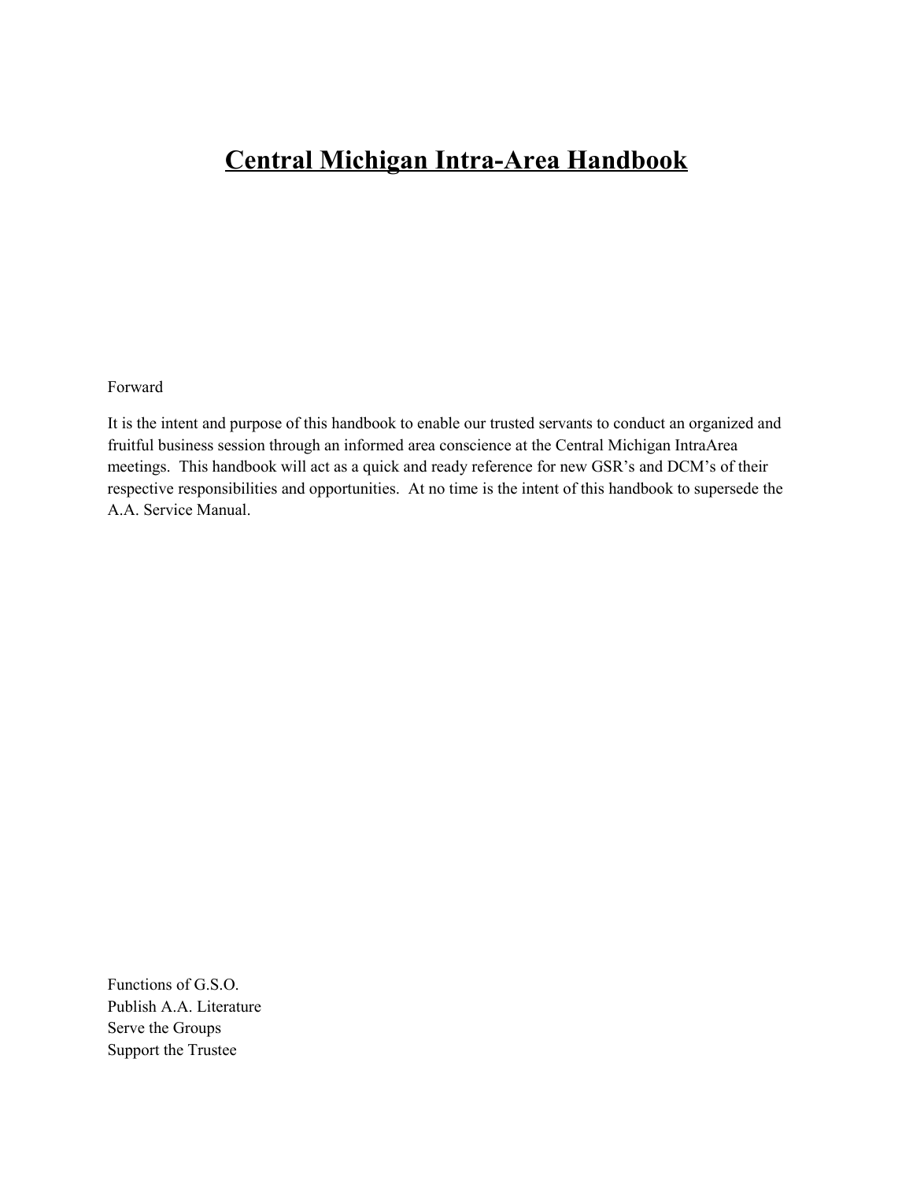# Central Michigan Intra-Area Handbook

Forward

It is the intent and purpose of this handbook to enable our trusted servants to conduct an organized and fruitful business session through an informed area conscience at the Central Michigan IntraArea meetings. This handbook will act as a quick and ready reference for new GSR's and DCM's of their respective responsibilities and opportunities. At no time is the intent of this handbook to supersede the A.A. Service Manual.

Functions of G.S.O.
Publish A.A. Literature
Serve the Groups
Support the Trustee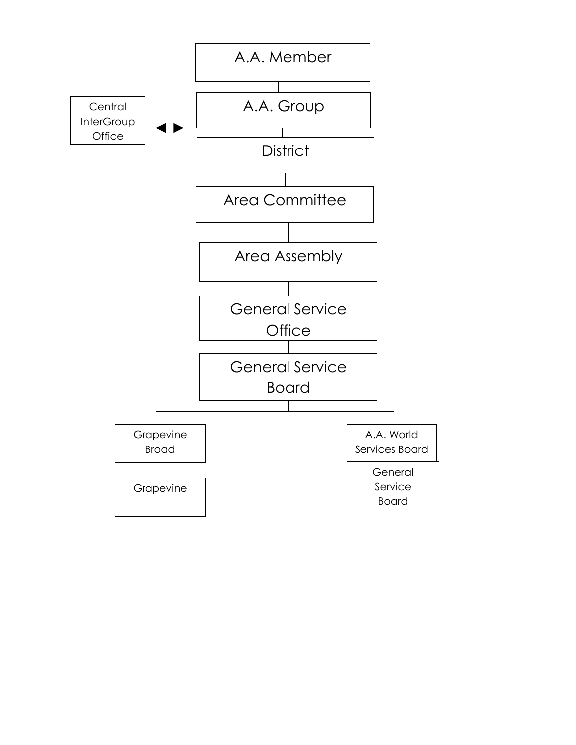A.A. Member

A.A. Group

Central InterGroup Office ↔

District

Area Committee

Area Assembly

General Service Office

General Service Board

Grapevine Broad

Grapevine

A.A. World Services Board

General Service Board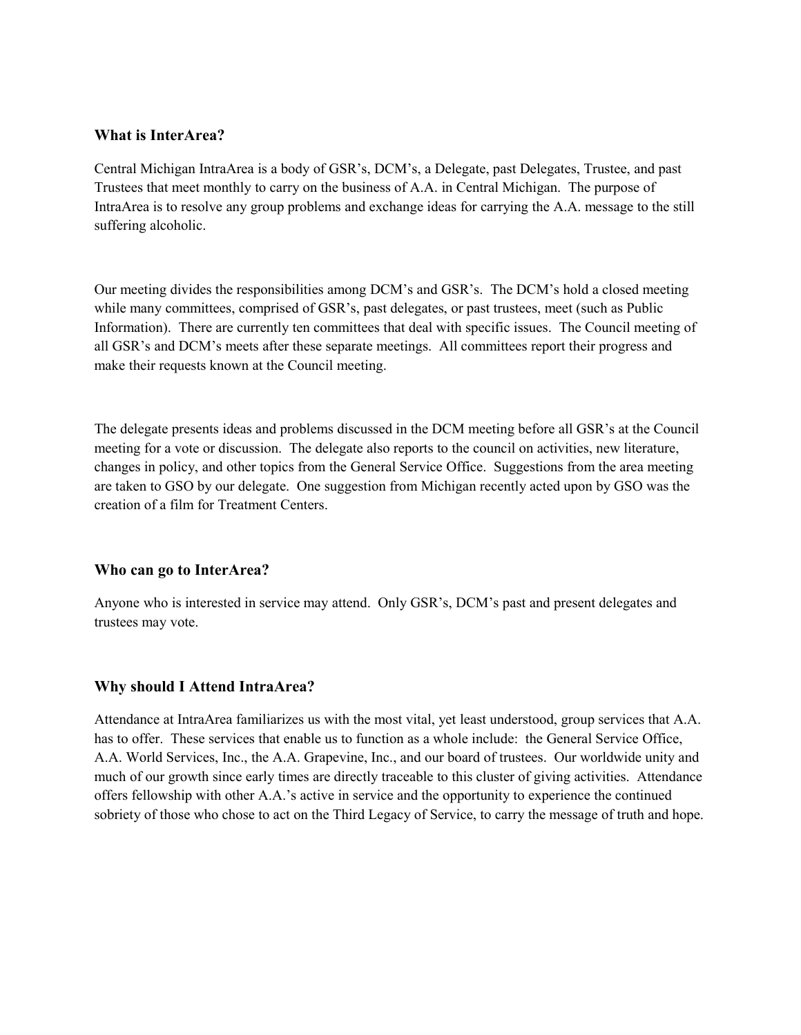### What is InterArea?

Central Michigan IntraArea is a body of GSR's, DCM's, a Delegate, past Delegates, Trustee, and past Trustees that meet monthly to carry on the business of A.A. in Central Michigan. The purpose of IntraArea is to resolve any group problems and exchange ideas for carrying the A.A. message to the still suffering alcoholic.

Our meeting divides the responsibilities among DCM's and GSR's. The DCM's hold a closed meeting while many committees, comprised of GSR's, past delegates, or past trustees, meet (such as Public Information). There are currently ten committees that deal with specific issues. The Council meeting of all GSR's and DCM's meets after these separate meetings. All committees report their progress and make their requests known at the Council meeting.

The delegate presents ideas and problems discussed in the DCM meeting before all GSR's at the Council meeting for a vote or discussion. The delegate also reports to the council on activities, new literature, changes in policy, and other topics from the General Service Office. Suggestions from the area meeting are taken to GSO by our delegate. One suggestion from Michigan recently acted upon by GSO was the creation of a film for Treatment Centers.

### Who can go to InterArea?

Anyone who is interested in service may attend. Only GSR's, DCM's past and present delegates and trustees may vote.

### Why should I Attend IntraArea?

Attendance at IntraArea familiarizes us with the most vital, yet least understood, group services that A.A. has to offer. These services that enable us to function as a whole include: the General Service Office, A.A. World Services, Inc., the A.A. Grapevine, Inc., and our board of trustees. Our worldwide unity and much of our growth since early times are directly traceable to this cluster of giving activities. Attendance offers fellowship with other A.A.'s active in service and the opportunity to experience the continued sobriety of those who chose to act on the Third Legacy of Service, to carry the message of truth and hope.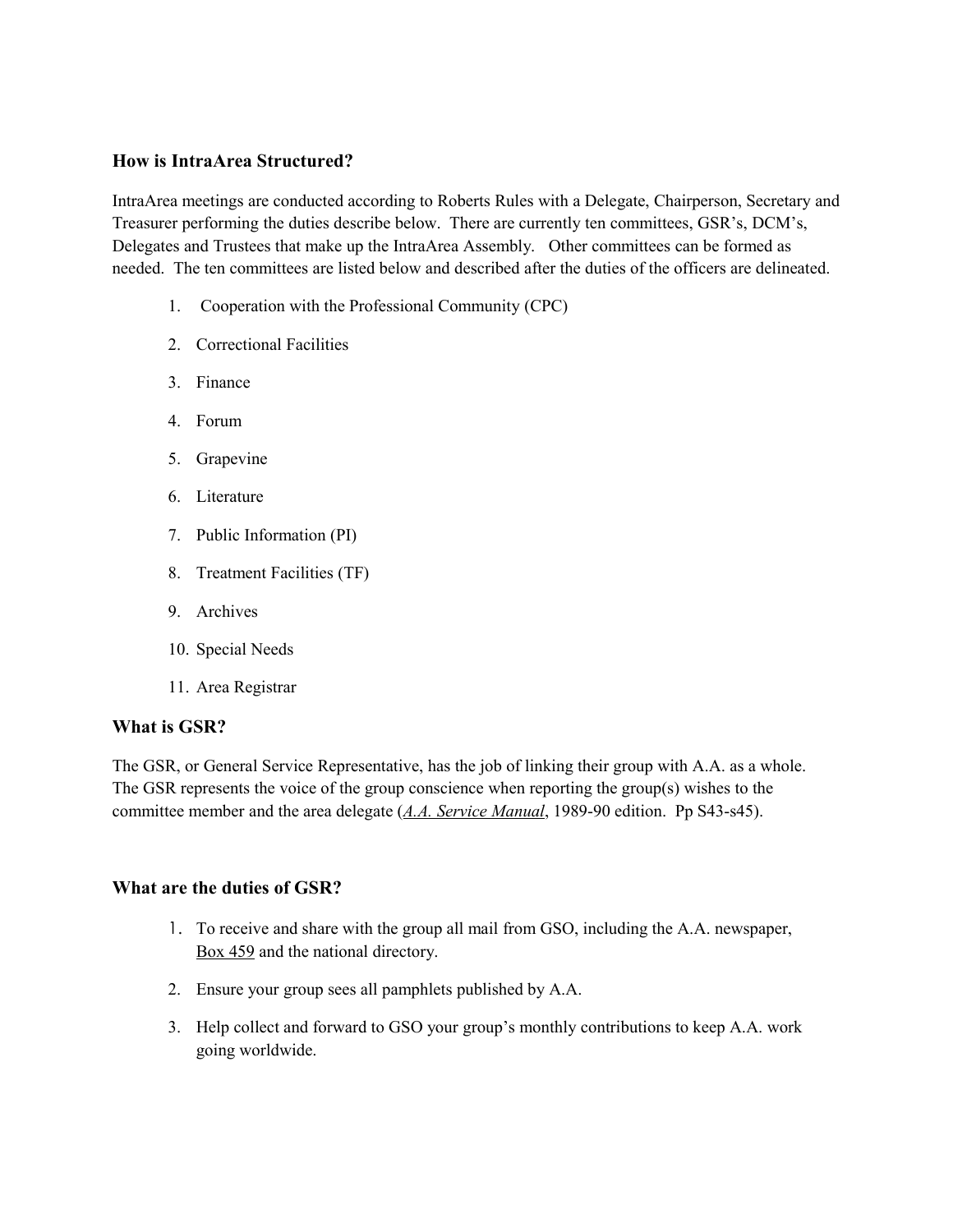### How is IntraArea Structured?

IntraArea meetings are conducted according to Roberts Rules with a Delegate, Chairperson, Secretary and Treasurer performing the duties describe below. There are currently ten committees, GSR's, DCM's, Delegates and Trustees that make up the IntraArea Assembly. Other committees can be formed as needed. The ten committees are listed below and described after the duties of the officers are delineated.

1. Cooperation with the Professional Community (CPC)
2. Correctional Facilities
3. Finance
4. Forum
5. Grapevine
6. Literature
7. Public Information (PI)
8. Treatment Facilities (TF)
9. Archives
10. Special Needs
11. Area Registrar

### What is GSR?

The GSR, or General Service Representative, has the job of linking their group with A.A. as a whole. The GSR represents the voice of the group conscience when reporting the group(s) wishes to the committee member and the area delegate (*A.A. Service Manual*, 1989-90 edition. Pp S43-s45).

### What are the duties of GSR?

1. To receive and share with the group all mail from GSO, including the A.A. newspaper, Box 459 and the national directory.
2. Ensure your group sees all pamphlets published by A.A.
3. Help collect and forward to GSO your group's monthly contributions to keep A.A. work going worldwide.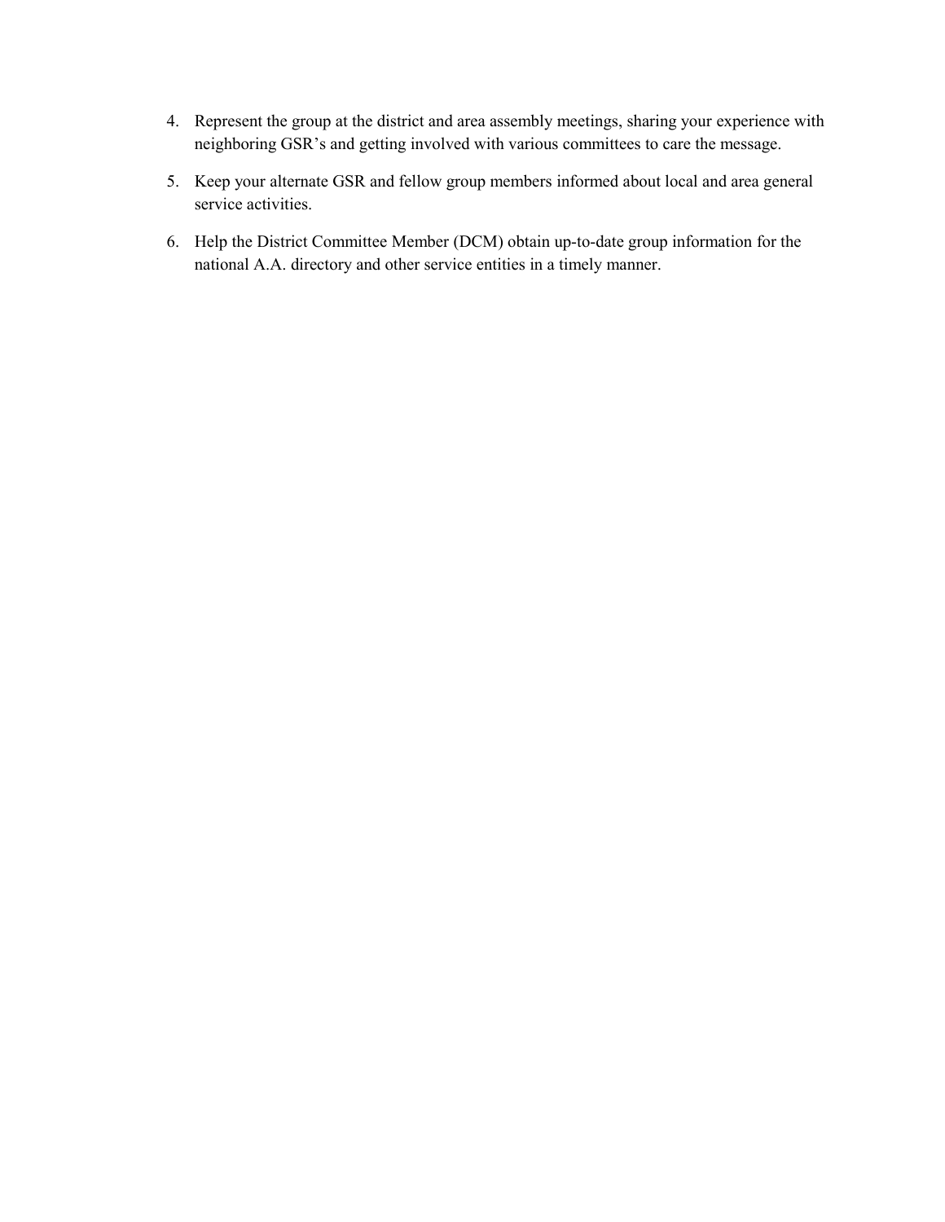4. Represent the group at the district and area assembly meetings, sharing your experience with neighboring GSR's and getting involved with various committees to care the message.
5. Keep your alternate GSR and fellow group members informed about local and area general service activities.
6. Help the District Committee Member (DCM) obtain up-to-date group information for the national A.A. directory and other service entities in a timely manner.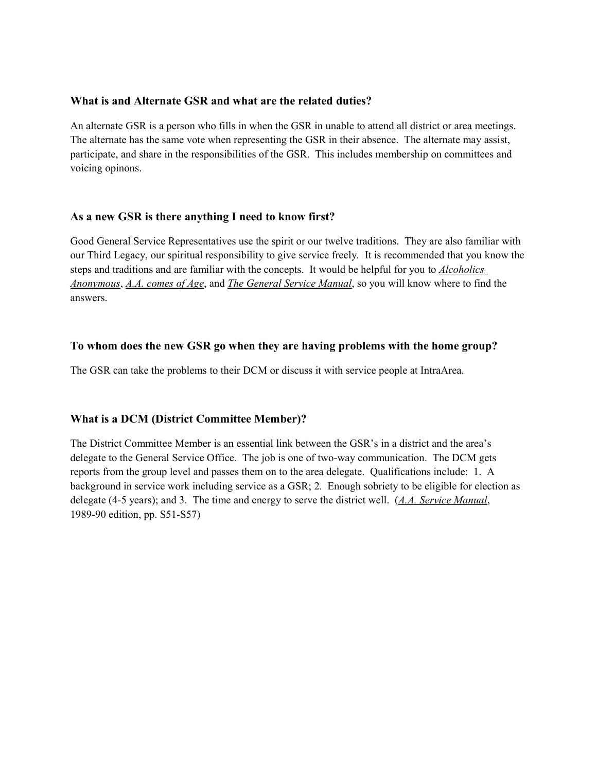### What is and Alternate GSR and what are the related duties?

An alternate GSR is a person who fills in when the GSR in unable to attend all district or area meetings. The alternate has the same vote when representing the GSR in their absence. The alternate may assist, participate, and share in the responsibilities of the GSR. This includes membership on committees and voicing opinons.

### As a new GSR is there anything I need to know first?

Good General Service Representatives use the spirit or our twelve traditions. They are also familiar with our Third Legacy, our spiritual responsibility to give service freely. It is recommended that you know the steps and traditions and are familiar with the concepts. It would be helpful for you to *Alcoholics Anonymous*, *A.A. comes of Age*, and *The General Service Manual*, so you will know where to find the answers.

### To whom does the new GSR go when they are having problems with the home group?

The GSR can take the problems to their DCM or discuss it with service people at IntraArea.

### What is a DCM (District Committee Member)?

The District Committee Member is an essential link between the GSR's in a district and the area's delegate to the General Service Office. The job is one of two-way communication. The DCM gets reports from the group level and passes them on to the area delegate. Qualifications include: 1. A background in service work including service as a GSR; 2. Enough sobriety to be eligible for election as delegate (4-5 years); and 3. The time and energy to serve the district well. (*A.A. Service Manual*, 1989-90 edition, pp. S51-S57)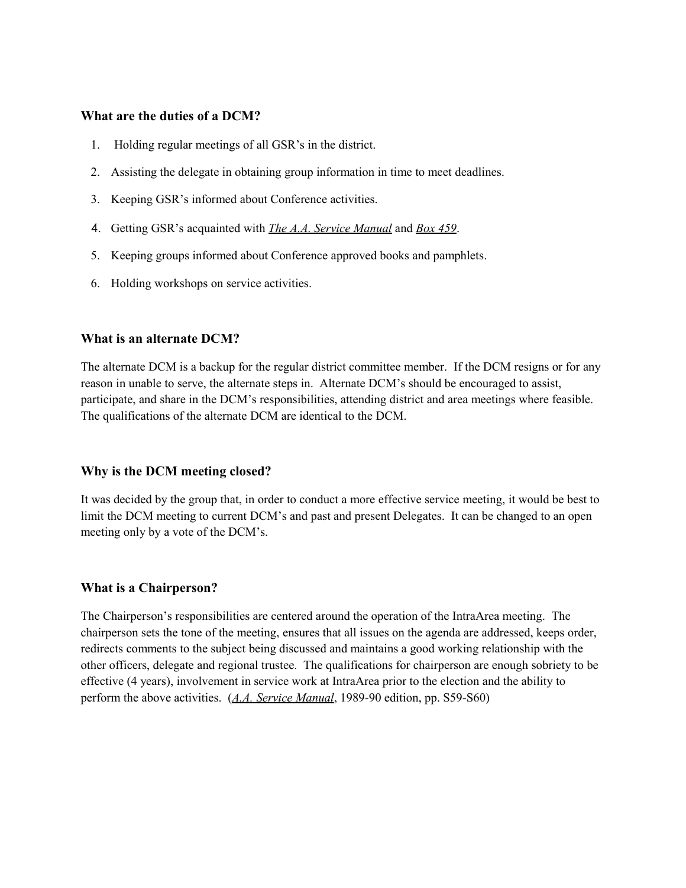### What are the duties of a DCM?

1. Holding regular meetings of all GSR's in the district.
2. Assisting the delegate in obtaining group information in time to meet deadlines.
3. Keeping GSR's informed about Conference activities.
4. Getting GSR's acquainted with <u>*The A.A. Service Manual*</u> and <u>*Box 459*</u>.
5. Keeping groups informed about Conference approved books and pamphlets.
6. Holding workshops on service activities.

### What is an alternate DCM?

The alternate DCM is a backup for the regular district committee member. If the DCM resigns or for any reason in unable to serve, the alternate steps in. Alternate DCM's should be encouraged to assist, participate, and share in the DCM's responsibilities, attending district and area meetings where feasible. The qualifications of the alternate DCM are identical to the DCM.

### Why is the DCM meeting closed?

It was decided by the group that, in order to conduct a more effective service meeting, it would be best to limit the DCM meeting to current DCM's and past and present Delegates. It can be changed to an open meeting only by a vote of the DCM's.

### What is a Chairperson?

The Chairperson's responsibilities are centered around the operation of the IntraArea meeting. The chairperson sets the tone of the meeting, ensures that all issues on the agenda are addressed, keeps order, redirects comments to the subject being discussed and maintains a good working relationship with the other officers, delegate and regional trustee. The qualifications for chairperson are enough sobriety to be effective (4 years), involvement in service work at IntraArea prior to the election and the ability to perform the above activities. (<u>*A.A. Service Manual*</u>, 1989-90 edition, pp. S59-S60)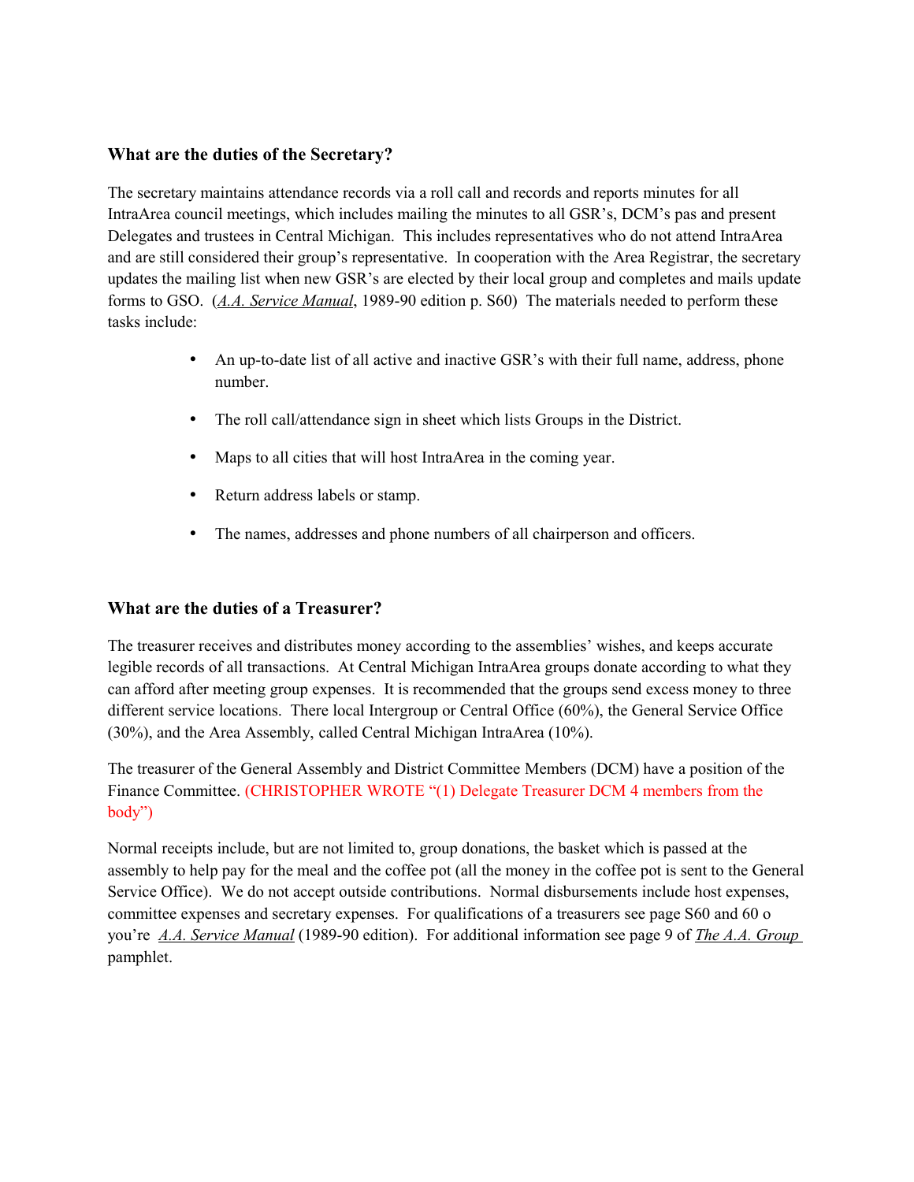### What are the duties of the Secretary?

The secretary maintains attendance records via a roll call and records and reports minutes for all IntraArea council meetings, which includes mailing the minutes to all GSR's, DCM's pas and present Delegates and trustees in Central Michigan. This includes representatives who do not attend IntraArea and are still considered their group's representative. In cooperation with the Area Registrar, the secretary updates the mailing list when new GSR's are elected by their local group and completes and mails update forms to GSO. (*A.A. Service Manual*, 1989-90 edition p. S60) The materials needed to perform these tasks include:

- An up-to-date list of all active and inactive GSR's with their full name, address, phone number.
- The roll call/attendance sign in sheet which lists Groups in the District.
- Maps to all cities that will host IntraArea in the coming year.
- Return address labels or stamp.
- The names, addresses and phone numbers of all chairperson and officers.

### What are the duties of a Treasurer?

The treasurer receives and distributes money according to the assemblies' wishes, and keeps accurate legible records of all transactions. At Central Michigan IntraArea groups donate according to what they can afford after meeting group expenses. It is recommended that the groups send excess money to three different service locations. There local Intergroup or Central Office (60%), the General Service Office (30%), and the Area Assembly, called Central Michigan IntraArea (10%).

The treasurer of the General Assembly and District Committee Members (DCM) have a position of the Finance Committee. (CHRISTOPHER WROTE "(1) Delegate Treasurer DCM 4 members from the body")

Normal receipts include, but are not limited to, group donations, the basket which is passed at the assembly to help pay for the meal and the coffee pot (all the money in the coffee pot is sent to the General Service Office). We do not accept outside contributions. Normal disbursements include host expenses, committee expenses and secretary expenses. For qualifications of a treasurers see page S60 and 60 o you're *A.A. Service Manual* (1989-90 edition). For additional information see page 9 of *The A.A. Group* pamphlet.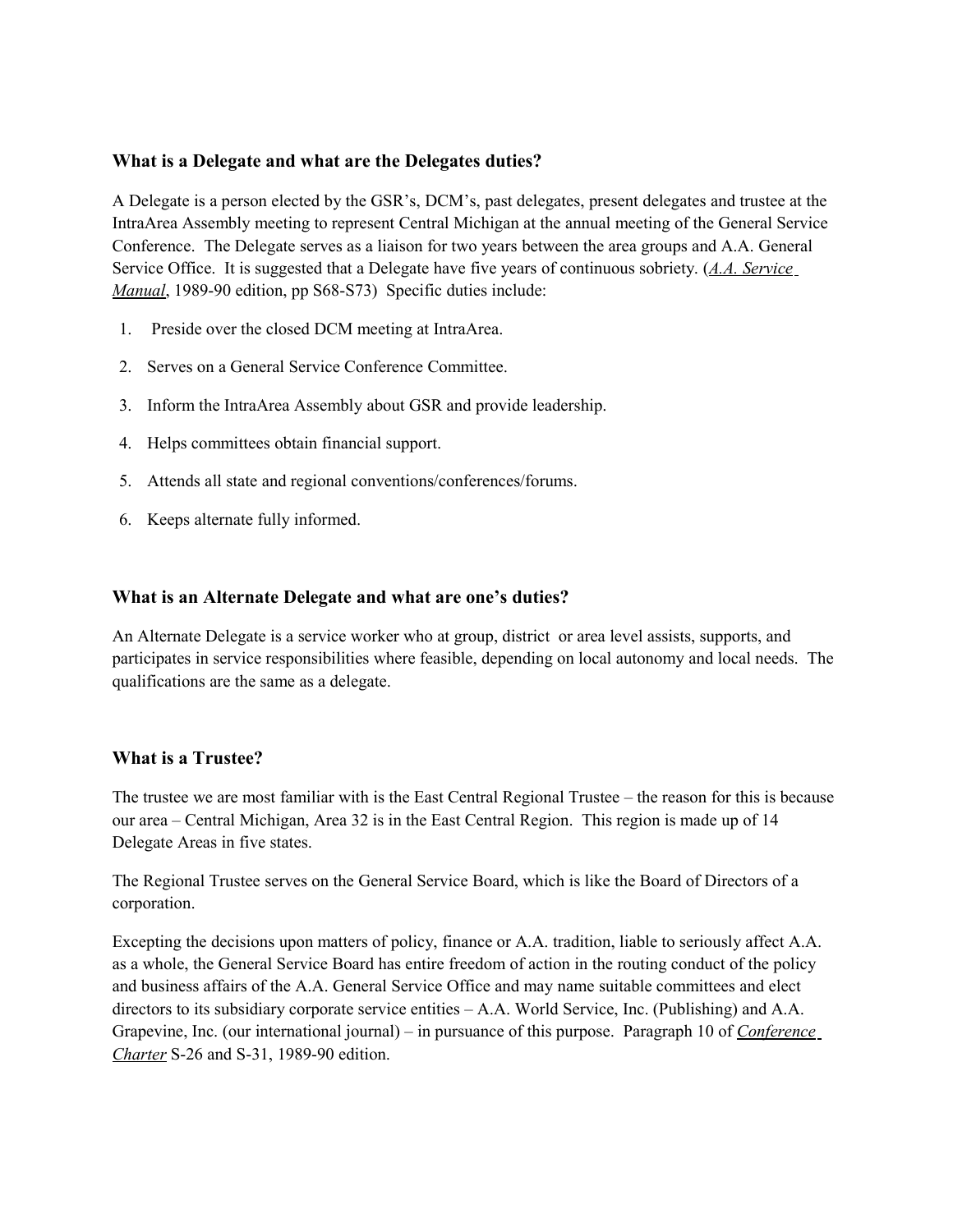### What is a Delegate and what are the Delegates duties?

A Delegate is a person elected by the GSR's, DCM's, past delegates, present delegates and trustee at the IntraArea Assembly meeting to represent Central Michigan at the annual meeting of the General Service Conference. The Delegate serves as a liaison for two years between the area groups and A.A. General Service Office. It is suggested that a Delegate have five years of continuous sobriety. (*A.A. Service Manual*, 1989-90 edition, pp S68-S73) Specific duties include:

1. Preside over the closed DCM meeting at IntraArea.
2. Serves on a General Service Conference Committee.
3. Inform the IntraArea Assembly about GSR and provide leadership.
4. Helps committees obtain financial support.
5. Attends all state and regional conventions/conferences/forums.
6. Keeps alternate fully informed.

### What is an Alternate Delegate and what are one's duties?

An Alternate Delegate is a service worker who at group, district or area level assists, supports, and participates in service responsibilities where feasible, depending on local autonomy and local needs. The qualifications are the same as a delegate.

### What is a Trustee?

The trustee we are most familiar with is the East Central Regional Trustee – the reason for this is because our area – Central Michigan, Area 32 is in the East Central Region. This region is made up of 14 Delegate Areas in five states.

The Regional Trustee serves on the General Service Board, which is like the Board of Directors of a corporation.

Excepting the decisions upon matters of policy, finance or A.A. tradition, liable to seriously affect A.A. as a whole, the General Service Board has entire freedom of action in the routing conduct of the policy and business affairs of the A.A. General Service Office and may name suitable committees and elect directors to its subsidiary corporate service entities – A.A. World Service, Inc. (Publishing) and A.A. Grapevine, Inc. (our international journal) – in pursuance of this purpose. Paragraph 10 of *Conference Charter* S-26 and S-31, 1989-90 edition.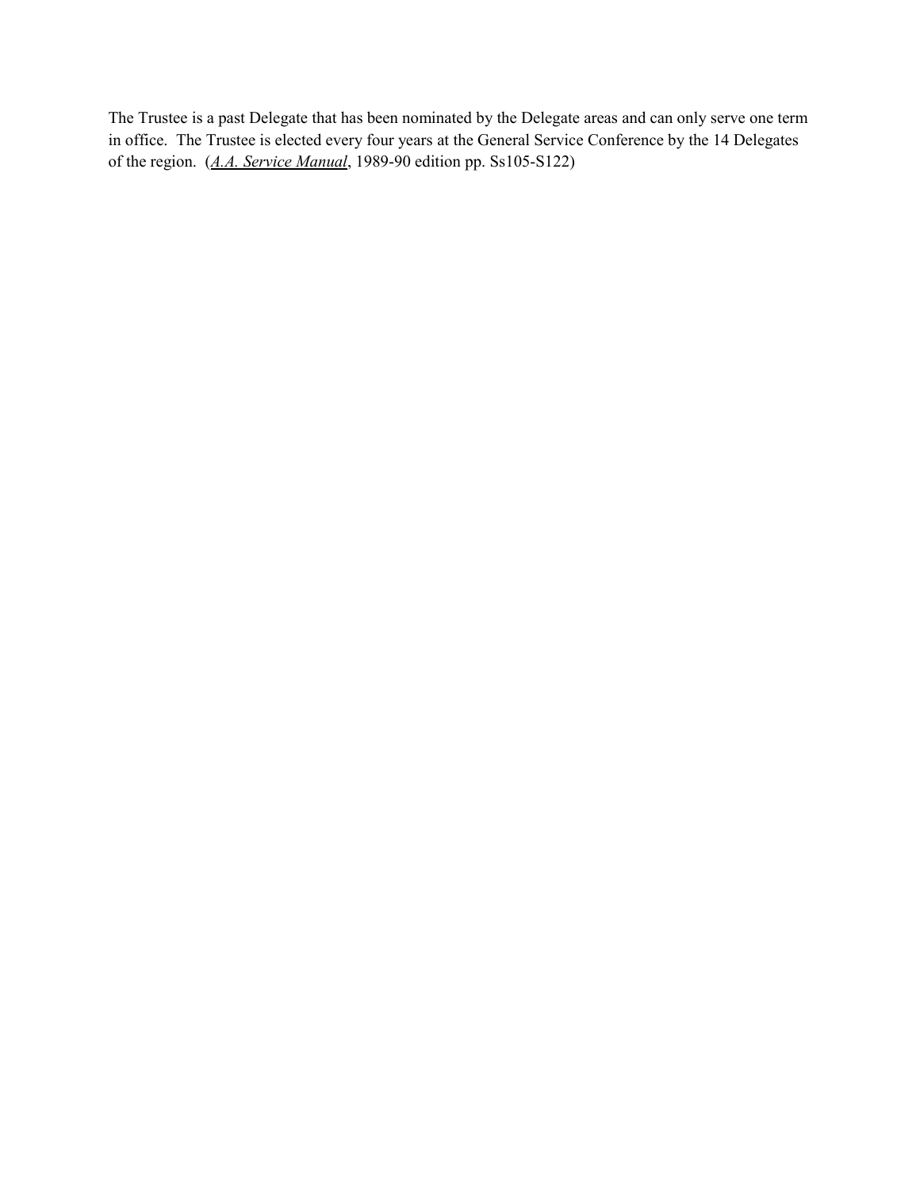The Trustee is a past Delegate that has been nominated by the Delegate areas and can only serve one term in office. The Trustee is elected every four years at the General Service Conference by the 14 Delegates of the region. (*A.A. Service Manual*, 1989-90 edition pp. Ss105-S122)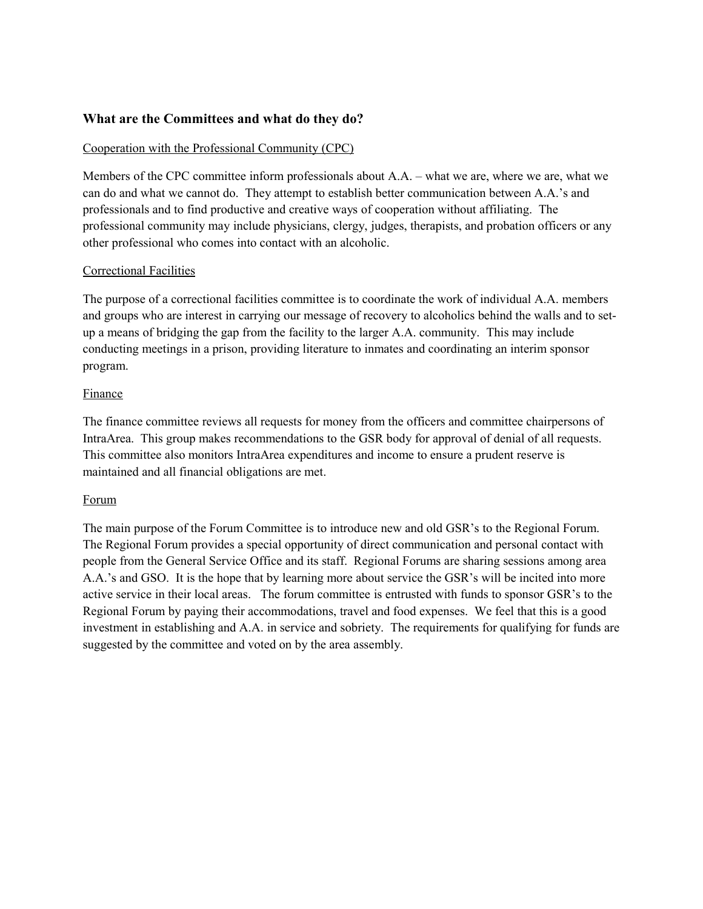### What are the Committees and what do they do?

<u>Cooperation with the Professional Community (CPC)</u>

Members of the CPC committee inform professionals about A.A. – what we are, where we are, what we can do and what we cannot do. They attempt to establish better communication between A.A.'s and professionals and to find productive and creative ways of cooperation without affiliating. The professional community may include physicians, clergy, judges, therapists, and probation officers or any other professional who comes into contact with an alcoholic.

<u>Correctional Facilities</u>

The purpose of a correctional facilities committee is to coordinate the work of individual A.A. members and groups who are interest in carrying our message of recovery to alcoholics behind the walls and to set-up a means of bridging the gap from the facility to the larger A.A. community. This may include conducting meetings in a prison, providing literature to inmates and coordinating an interim sponsor program.

<u>Finance</u>

The finance committee reviews all requests for money from the officers and committee chairpersons of IntraArea. This group makes recommendations to the GSR body for approval of denial of all requests. This committee also monitors IntraArea expenditures and income to ensure a prudent reserve is maintained and all financial obligations are met.

<u>Forum</u>

The main purpose of the Forum Committee is to introduce new and old GSR's to the Regional Forum. The Regional Forum provides a special opportunity of direct communication and personal contact with people from the General Service Office and its staff. Regional Forums are sharing sessions among area A.A.'s and GSO. It is the hope that by learning more about service the GSR's will be incited into more active service in their local areas. The forum committee is entrusted with funds to sponsor GSR's to the Regional Forum by paying their accommodations, travel and food expenses. We feel that this is a good investment in establishing and A.A. in service and sobriety. The requirements for qualifying for funds are suggested by the committee and voted on by the area assembly.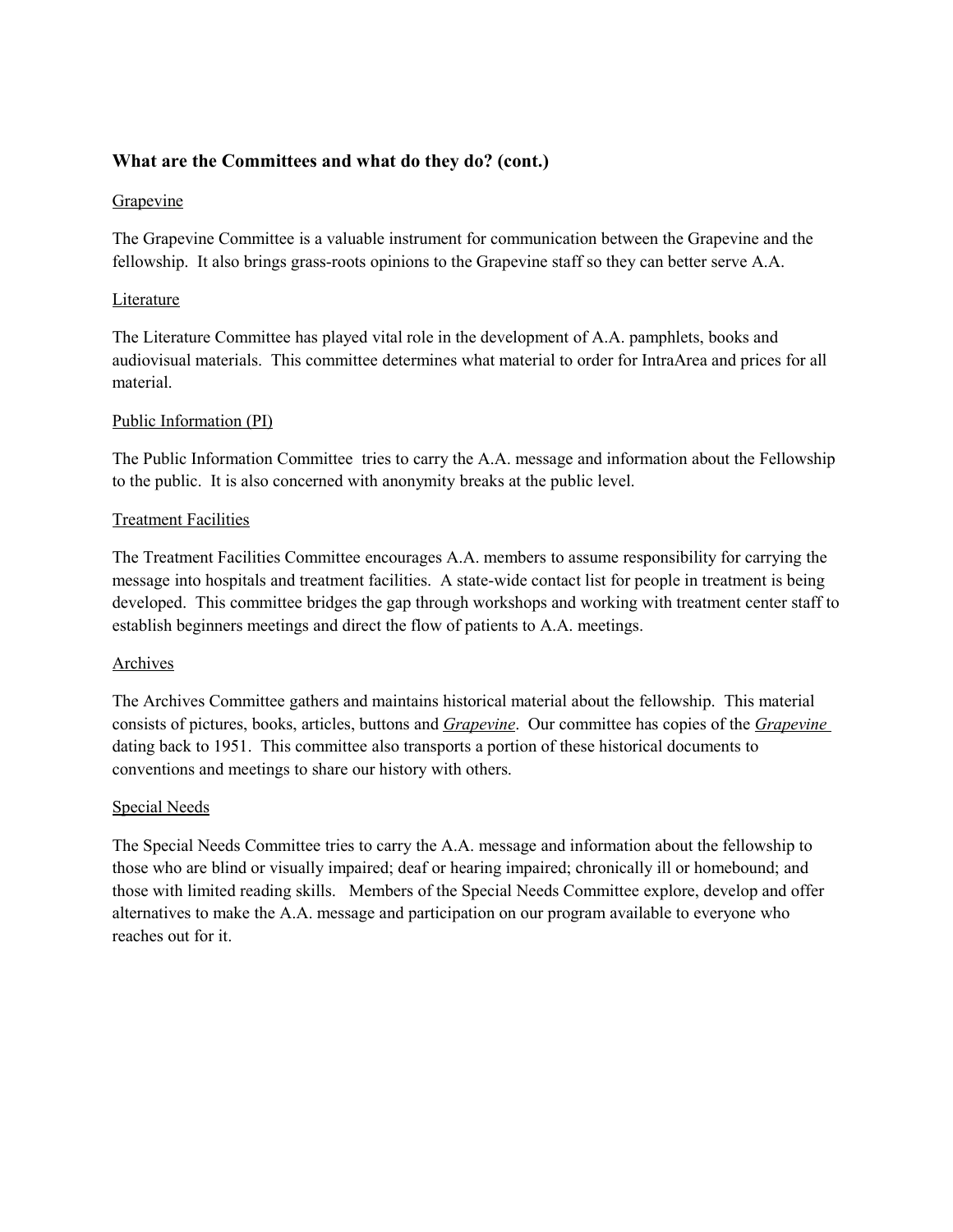### What are the Committees and what do they do? (cont.)

<u>Grapevine</u>

The Grapevine Committee is a valuable instrument for communication between the Grapevine and the fellowship. It also brings grass-roots opinions to the Grapevine staff so they can better serve A.A.

<u>Literature</u>

The Literature Committee has played vital role in the development of A.A. pamphlets, books and audiovisual materials. This committee determines what material to order for IntraArea and prices for all material.

<u>Public Information (PI)</u>

The Public Information Committee tries to carry the A.A. message and information about the Fellowship to the public. It is also concerned with anonymity breaks at the public level.

<u>Treatment Facilities</u>

The Treatment Facilities Committee encourages A.A. members to assume responsibility for carrying the message into hospitals and treatment facilities. A state-wide contact list for people in treatment is being developed. This committee bridges the gap through workshops and working with treatment center staff to establish beginners meetings and direct the flow of patients to A.A. meetings.

<u>Archives</u>

The Archives Committee gathers and maintains historical material about the fellowship. This material consists of pictures, books, articles, buttons and *<u>Grapevine</u>*. Our committee has copies of the *<u>Grapevine</u>* dating back to 1951. This committee also transports a portion of these historical documents to conventions and meetings to share our history with others.

<u>Special Needs</u>

The Special Needs Committee tries to carry the A.A. message and information about the fellowship to those who are blind or visually impaired; deaf or hearing impaired; chronically ill or homebound; and those with limited reading skills. Members of the Special Needs Committee explore, develop and offer alternatives to make the A.A. message and participation on our program available to everyone who reaches out for it.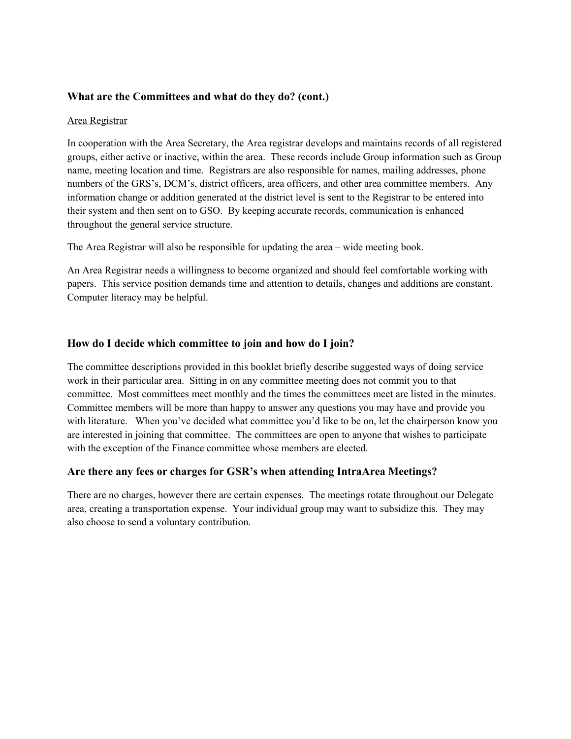### What are the Committees and what do they do? (cont.)

Area Registrar

In cooperation with the Area Secretary, the Area registrar develops and maintains records of all registered groups, either active or inactive, within the area. These records include Group information such as Group name, meeting location and time. Registrars are also responsible for names, mailing addresses, phone numbers of the GRS's, DCM's, district officers, area officers, and other area committee members. Any information change or addition generated at the district level is sent to the Registrar to be entered into their system and then sent on to GSO. By keeping accurate records, communication is enhanced throughout the general service structure.

The Area Registrar will also be responsible for updating the area – wide meeting book.

An Area Registrar needs a willingness to become organized and should feel comfortable working with papers. This service position demands time and attention to details, changes and additions are constant. Computer literacy may be helpful.

### How do I decide which committee to join and how do I join?

The committee descriptions provided in this booklet briefly describe suggested ways of doing service work in their particular area. Sitting in on any committee meeting does not commit you to that committee. Most committees meet monthly and the times the committees meet are listed in the minutes. Committee members will be more than happy to answer any questions you may have and provide you with literature. When you've decided what committee you'd like to be on, let the chairperson know you are interested in joining that committee. The committees are open to anyone that wishes to participate with the exception of the Finance committee whose members are elected.

### Are there any fees or charges for GSR's when attending IntraArea Meetings?

There are no charges, however there are certain expenses. The meetings rotate throughout our Delegate area, creating a transportation expense. Your individual group may want to subsidize this. They may also choose to send a voluntary contribution.